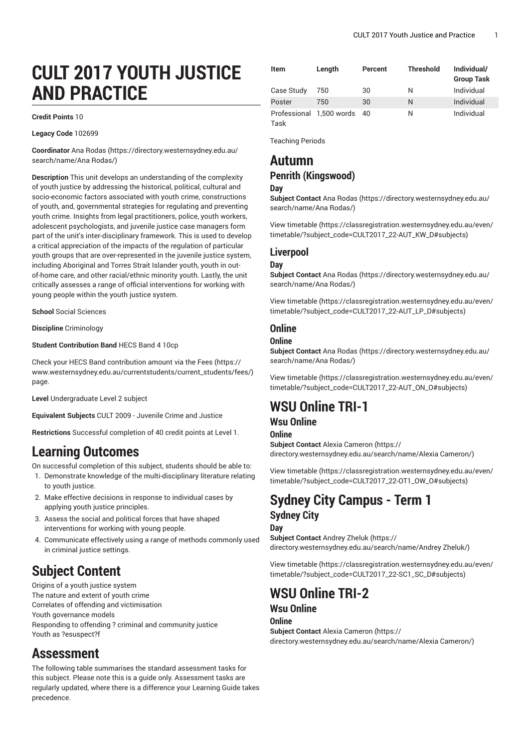# CULT 2017 YOUTH JUSTICE AND PRACTICE

**Credit Points** 10

**Legacy Code** 102699

**Coordinator** Ana Rodas (https://directory.westernsydney.edu.au/search/name/Ana Rodas/)

**Description** This unit develops an understanding of the complexity of youth justice by addressing the historical, political, cultural and socio-economic factors associated with youth crime, constructions of youth, and, governmental strategies for regulating and preventing youth crime. Insights from legal practitioners, police, youth workers, adolescent psychologists, and juvenile justice case managers form part of the unit's inter-disciplinary framework. This is used to develop a critical appreciation of the impacts of the regulation of particular youth groups that are over-represented in the juvenile justice system, including Aboriginal and Torres Strait Islander youth, youth in out-of-home care, and other racial/ethnic minority youth. Lastly, the unit critically assesses a range of official interventions for working with young people within the youth justice system.

**School** Social Sciences

**Discipline** Criminology

**Student Contribution Band** HECS Band 4 10cp

Check your HECS Band contribution amount via the Fees (https://www.westernsydney.edu.au/currentstudents/current_students/fees/) page.

**Level** Undergraduate Level 2 subject

**Equivalent Subjects** CULT 2009 - Juvenile Crime and Justice

**Restrictions** Successful completion of 40 credit points at Level 1.

## Learning Outcomes

On successful completion of this subject, students should be able to:

1. Demonstrate knowledge of the multi-disciplinary literature relating to youth justice.
2. Make effective decisions in response to individual cases by applying youth justice principles.
3. Assess the social and political forces that have shaped interventions for working with young people.
4. Communicate effectively using a range of methods commonly used in criminal justice settings.

## Subject Content

Origins of a youth justice system
The nature and extent of youth crime
Correlates of offending and victimisation
Youth governance models
Responding to offending ? criminal and community justice
Youth as ?esuspect?f

## Assessment

The following table summarises the standard assessment tasks for this subject. Please note this is a guide only. Assessment tasks are regularly updated, where there is a difference your Learning Guide takes precedence.

| Item | Length | Percent | Threshold | Individual/ Group Task |
|---|---|---|---|---|
| Case Study | 750 | 30 | N | Individual |
| Poster | 750 | 30 | N | Individual |
| Professional Task | 1,500 words | 40 | N | Individual |

Teaching Periods

## Autumn

### Penrith (Kingswood)

#### Day

**Subject Contact** Ana Rodas (https://directory.westernsydney.edu.au/search/name/Ana Rodas/)

View timetable (https://classregistration.westernsydney.edu.au/even/timetable/?subject_code=CULT2017_22-AUT_KW_D#subjects)

### Liverpool

#### Day

**Subject Contact** Ana Rodas (https://directory.westernsydney.edu.au/search/name/Ana Rodas/)

View timetable (https://classregistration.westernsydney.edu.au/even/timetable/?subject_code=CULT2017_22-AUT_LP_D#subjects)

### Online

#### Online

**Subject Contact** Ana Rodas (https://directory.westernsydney.edu.au/search/name/Ana Rodas/)

View timetable (https://classregistration.westernsydney.edu.au/even/timetable/?subject_code=CULT2017_22-AUT_ON_O#subjects)

## WSU Online TRI-1

### Wsu Online

#### Online

**Subject Contact** Alexia Cameron (https://directory.westernsydney.edu.au/search/name/Alexia Cameron/)

View timetable (https://classregistration.westernsydney.edu.au/even/timetable/?subject_code=CULT2017_22-OT1_OW_O#subjects)

## Sydney City Campus - Term 1

### Sydney City

#### Day

**Subject Contact** Andrey Zheluk (https://directory.westernsydney.edu.au/search/name/Andrey Zheluk/)

View timetable (https://classregistration.westernsydney.edu.au/even/timetable/?subject_code=CULT2017_22-SC1_SC_D#subjects)

## WSU Online TRI-2

### Wsu Online

#### Online

**Subject Contact** Alexia Cameron (https://directory.westernsydney.edu.au/search/name/Alexia Cameron/)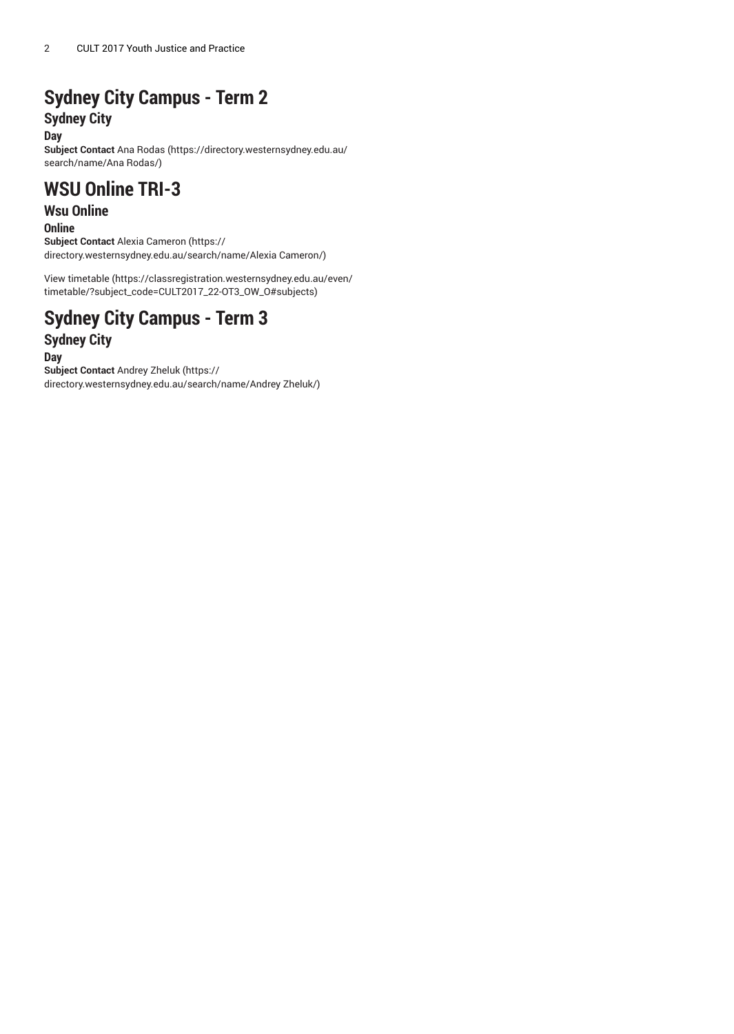# Sydney City Campus - Term 2

## Sydney City

### Day

**Subject Contact** Ana Rodas (https://directory.westernsydney.edu.au/search/name/Ana Rodas/)

# WSU Online TRI-3

## Wsu Online

### Online

**Subject Contact** Alexia Cameron (https://directory.westernsydney.edu.au/search/name/Alexia Cameron/)

View timetable (https://classregistration.westernsydney.edu.au/even/timetable/?subject_code=CULT2017_22-OT3_OW_O#subjects)

# Sydney City Campus - Term 3

## Sydney City

### Day

**Subject Contact** Andrey Zheluk (https://directory.westernsydney.edu.au/search/name/Andrey Zheluk/)